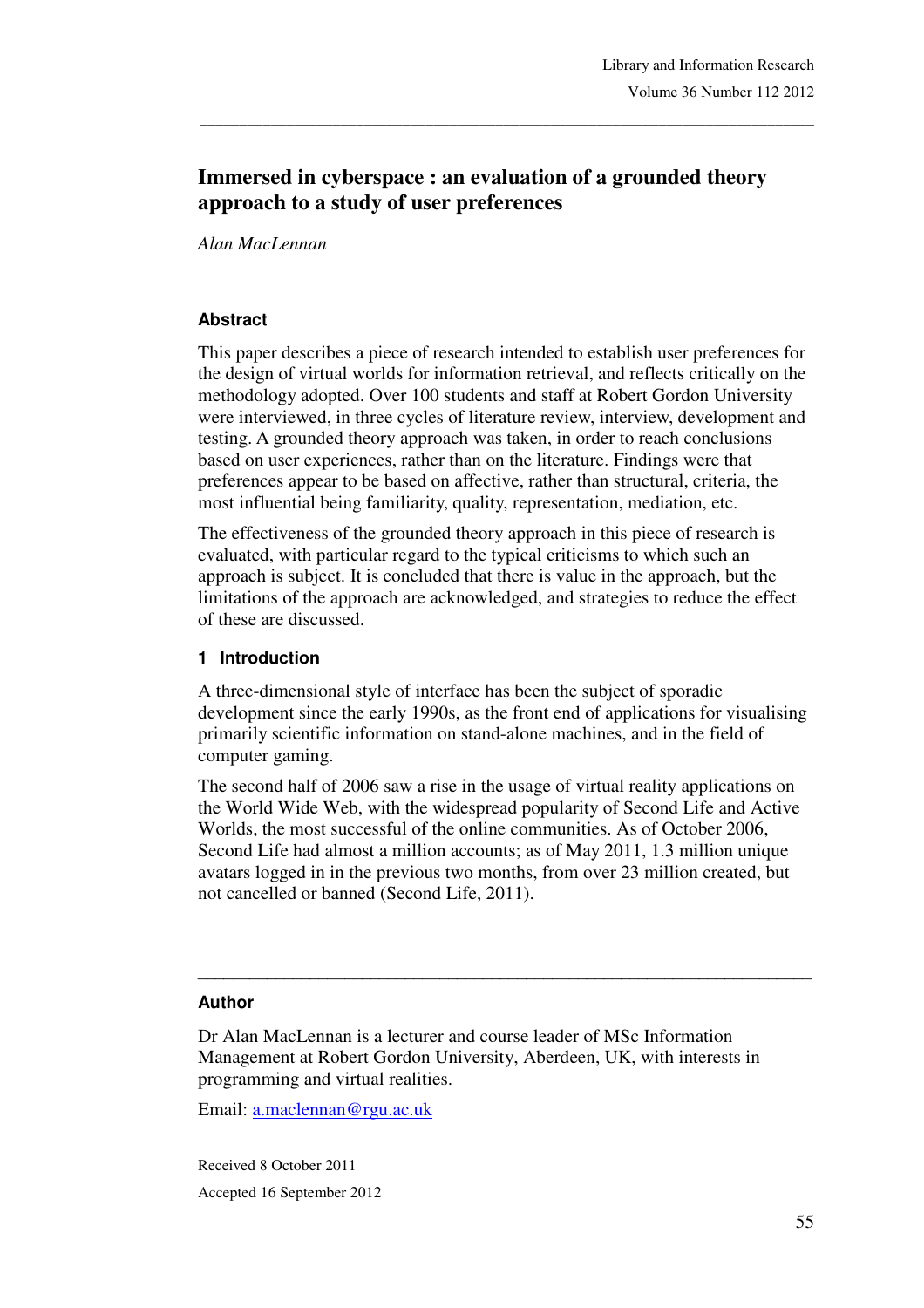# Immersed in cyberspace : an evaluation of a grounded theory approach to a study of user preferences

*Alan MacLennan*

## Abstract

This paper describes a piece of research intended to establish user preferences for the design of virtual worlds for information retrieval, and reflects critically on the methodology adopted. Over 100 students and staff at Robert Gordon University were interviewed, in three cycles of literature review, interview, development and testing. A grounded theory approach was taken, in order to reach conclusions based on user experiences, rather than on the literature. Findings were that preferences appear to be based on affective, rather than structural, criteria, the most influential being familiarity, quality, representation, mediation, etc.

The effectiveness of the grounded theory approach in this piece of research is evaluated, with particular regard to the typical criticisms to which such an approach is subject. It is concluded that there is value in the approach, but the limitations of the approach are acknowledged, and strategies to reduce the effect of these are discussed.

## 1 Introduction

A three-dimensional style of interface has been the subject of sporadic development since the early 1990s, as the front end of applications for visualising primarily scientific information on stand-alone machines, and in the field of computer gaming.

The second half of 2006 saw a rise in the usage of virtual reality applications on the World Wide Web, with the widespread popularity of Second Life and Active Worlds, the most successful of the online communities. As of October 2006, Second Life had almost a million accounts; as of May 2011, 1.3 million unique avatars logged in in the previous two months, from over 23 million created, but not cancelled or banned (Second Life, 2011).

---

## Author

Dr Alan MacLennan is a lecturer and course leader of MSc Information Management at Robert Gordon University, Aberdeen, UK, with interests in programming and virtual realities.

Email: [a.maclennan@rgu.ac.uk](mailto:a.maclennan@rgu.ac.uk)

Received 8 October 2011

Accepted 16 September 2012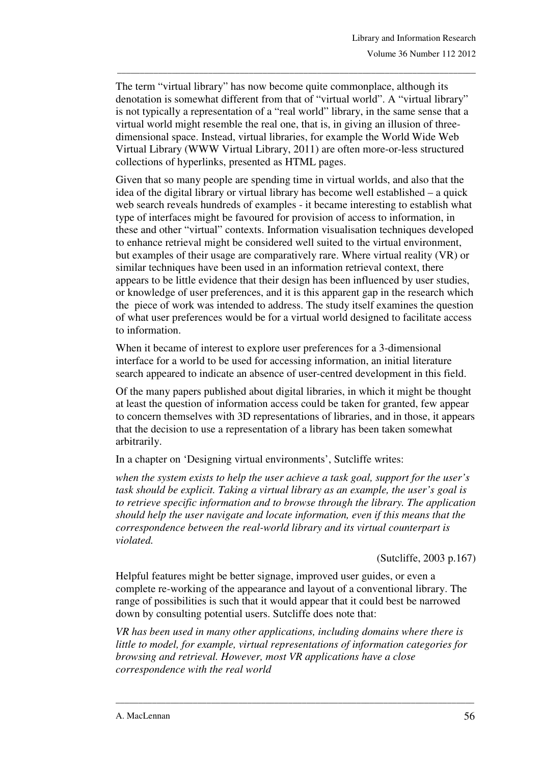The term “virtual library” has now become quite commonplace, although its denotation is somewhat different from that of “virtual world”. A “virtual library” is not typically a representation of a “real world” library, in the same sense that a virtual world might resemble the real one, that is, in giving an illusion of three-dimensional space. Instead, virtual libraries, for example the World Wide Web Virtual Library (WWW Virtual Library, 2011) are often more-or-less structured collections of hyperlinks, presented as HTML pages.

Given that so many people are spending time in virtual worlds, and also that the idea of the digital library or virtual library has become well established – a quick web search reveals hundreds of examples - it became interesting to establish what type of interfaces might be favoured for provision of access to information, in these and other “virtual” contexts. Information visualisation techniques developed to enhance retrieval might be considered well suited to the virtual environment, but examples of their usage are comparatively rare. Where virtual reality (VR) or similar techniques have been used in an information retrieval context, there appears to be little evidence that their design has been influenced by user studies, or knowledge of user preferences, and it is this apparent gap in the research which the piece of work was intended to address. The study itself examines the question of what user preferences would be for a virtual world designed to facilitate access to information.

When it became of interest to explore user preferences for a 3-dimensional interface for a world to be used for accessing information, an initial literature search appeared to indicate an absence of user-centred development in this field.

Of the many papers published about digital libraries, in which it might be thought at least the question of information access could be taken for granted, few appear to concern themselves with 3D representations of libraries, and in those, it appears that the decision to use a representation of a library has been taken somewhat arbitrarily.

In a chapter on ‘Designing virtual environments’, Sutcliffe writes:

*when the system exists to help the user achieve a task goal, support for the user’s task should be explicit. Taking a virtual library as an example, the user’s goal is to retrieve specific information and to browse through the library. The application should help the user navigate and locate information, even if this means that the correspondence between the real-world library and its virtual counterpart is violated.*

(Sutcliffe, 2003 p.167)

Helpful features might be better signage, improved user guides, or even a complete re-working of the appearance and layout of a conventional library. The range of possibilities is such that it would appear that it could best be narrowed down by consulting potential users. Sutcliffe does note that:

*VR has been used in many other applications, including domains where there is little to model, for example, virtual representations of information categories for browsing and retrieval. However, most VR applications have a close correspondence with the real world*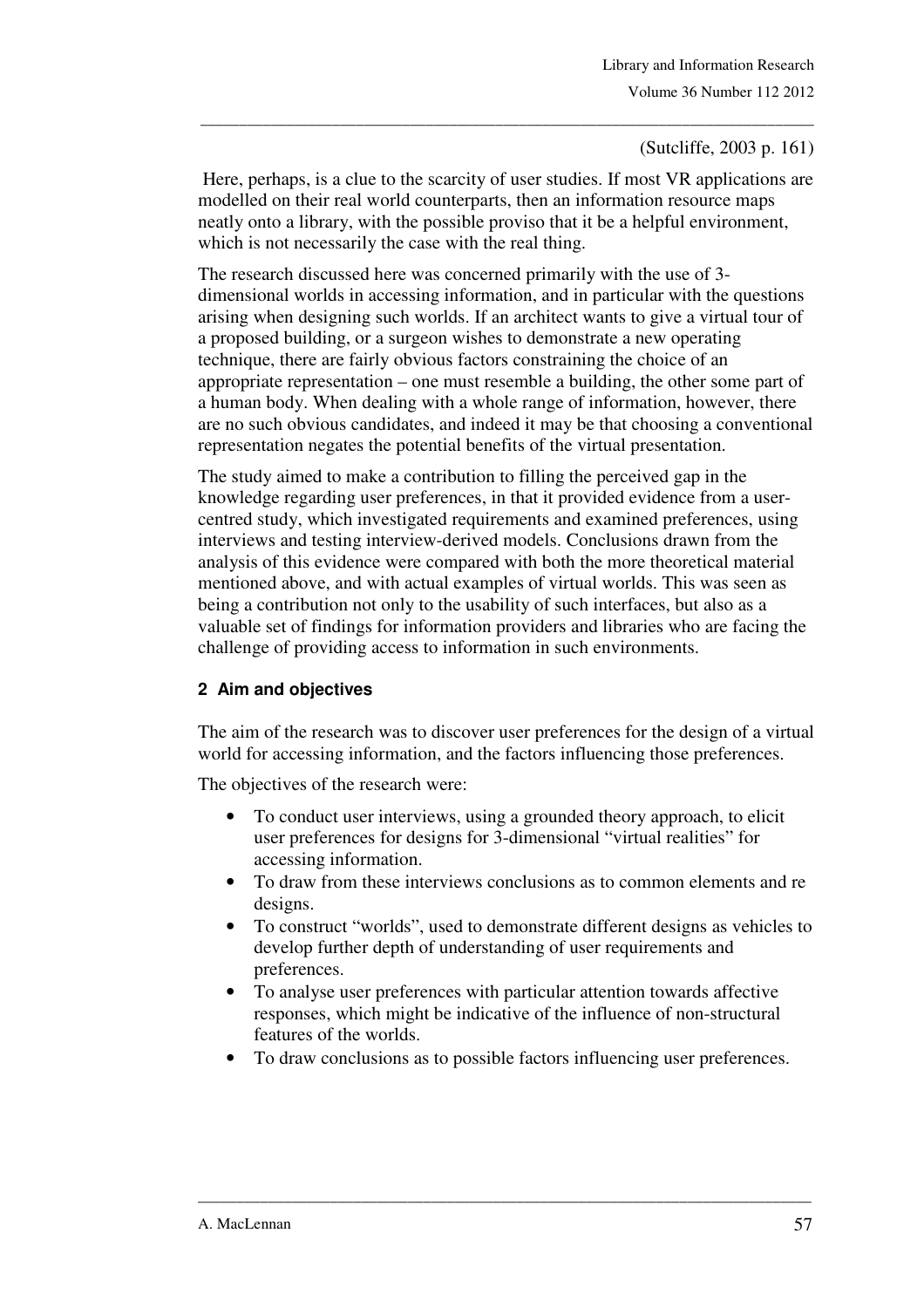(Sutcliffe, 2003 p. 161)

Here, perhaps, is a clue to the scarcity of user studies. If most VR applications are modelled on their real world counterparts, then an information resource maps neatly onto a library, with the possible proviso that it be a helpful environment, which is not necessarily the case with the real thing.

The research discussed here was concerned primarily with the use of 3-dimensional worlds in accessing information, and in particular with the questions arising when designing such worlds. If an architect wants to give a virtual tour of a proposed building, or a surgeon wishes to demonstrate a new operating technique, there are fairly obvious factors constraining the choice of an appropriate representation – one must resemble a building, the other some part of a human body. When dealing with a whole range of information, however, there are no such obvious candidates, and indeed it may be that choosing a conventional representation negates the potential benefits of the virtual presentation.

The study aimed to make a contribution to filling the perceived gap in the knowledge regarding user preferences, in that it provided evidence from a user-centred study, which investigated requirements and examined preferences, using interviews and testing interview-derived models. Conclusions drawn from the analysis of this evidence were compared with both the more theoretical material mentioned above, and with actual examples of virtual worlds. This was seen as being a contribution not only to the usability of such interfaces, but also as a valuable set of findings for information providers and libraries who are facing the challenge of providing access to information in such environments.

## 2 Aim and objectives

The aim of the research was to discover user preferences for the design of a virtual world for accessing information, and the factors influencing those preferences.

The objectives of the research were:

- To conduct user interviews, using a grounded theory approach, to elicit user preferences for designs for 3-dimensional "virtual realities" for accessing information.
- To draw from these interviews conclusions as to common elements and re designs.
- To construct "worlds", used to demonstrate different designs as vehicles to develop further depth of understanding of user requirements and preferences.
- To analyse user preferences with particular attention towards affective responses, which might be indicative of the influence of non-structural features of the worlds.
- To draw conclusions as to possible factors influencing user preferences.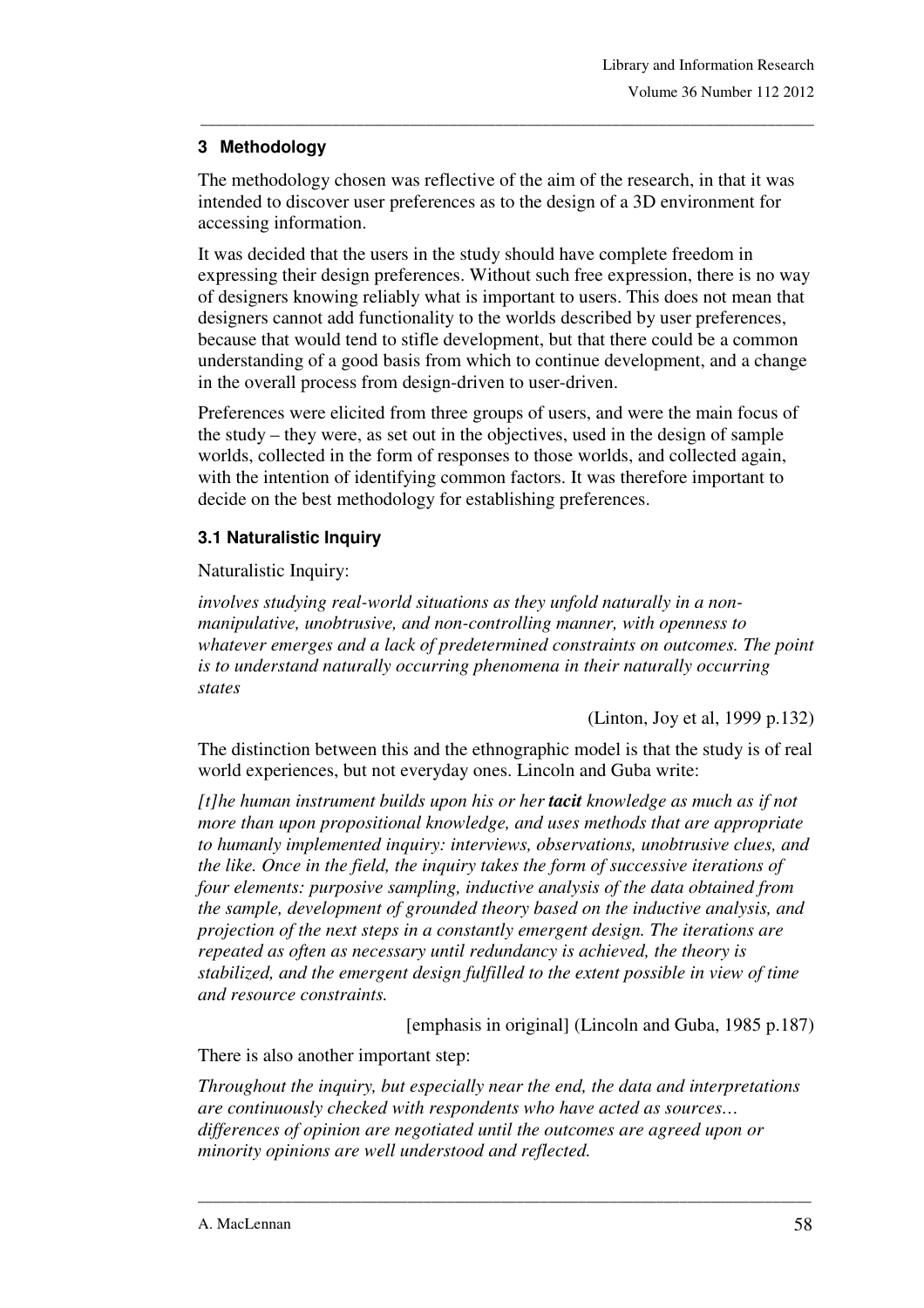## 3 Methodology

The methodology chosen was reflective of the aim of the research, in that it was intended to discover user preferences as to the design of a 3D environment for accessing information.

It was decided that the users in the study should have complete freedom in expressing their design preferences. Without such free expression, there is no way of designers knowing reliably what is important to users. This does not mean that designers cannot add functionality to the worlds described by user preferences, because that would tend to stifle development, but that there could be a common understanding of a good basis from which to continue development, and a change in the overall process from design-driven to user-driven.

Preferences were elicited from three groups of users, and were the main focus of the study – they were, as set out in the objectives, used in the design of sample worlds, collected in the form of responses to those worlds, and collected again, with the intention of identifying common factors. It was therefore important to decide on the best methodology for establishing preferences.

### 3.1 Naturalistic Inquiry

Naturalistic Inquiry:

*involves studying real-world situations as they unfold naturally in a non-manipulative, unobtrusive, and non-controlling manner, with openness to whatever emerges and a lack of predetermined constraints on outcomes. The point is to understand naturally occurring phenomena in their naturally occurring states*

(Linton, Joy et al, 1999 p.132)

The distinction between this and the ethnographic model is that the study is of real world experiences, but not everyday ones. Lincoln and Guba write:

*[t]he human instrument builds upon his or her* ***tacit*** *knowledge as much as if not more than upon propositional knowledge, and uses methods that are appropriate to humanly implemented inquiry: interviews, observations, unobtrusive clues, and the like. Once in the field, the inquiry takes the form of successive iterations of four elements: purposive sampling, inductive analysis of the data obtained from the sample, development of grounded theory based on the inductive analysis, and projection of the next steps in a constantly emergent design. The iterations are repeated as often as necessary until redundancy is achieved, the theory is stabilized, and the emergent design fulfilled to the extent possible in view of time and resource constraints.*

[emphasis in original] (Lincoln and Guba, 1985 p.187)

There is also another important step:

*Throughout the inquiry, but especially near the end, the data and interpretations are continuously checked with respondents who have acted as sources… differences of opinion are negotiated until the outcomes are agreed upon or minority opinions are well understood and reflected.*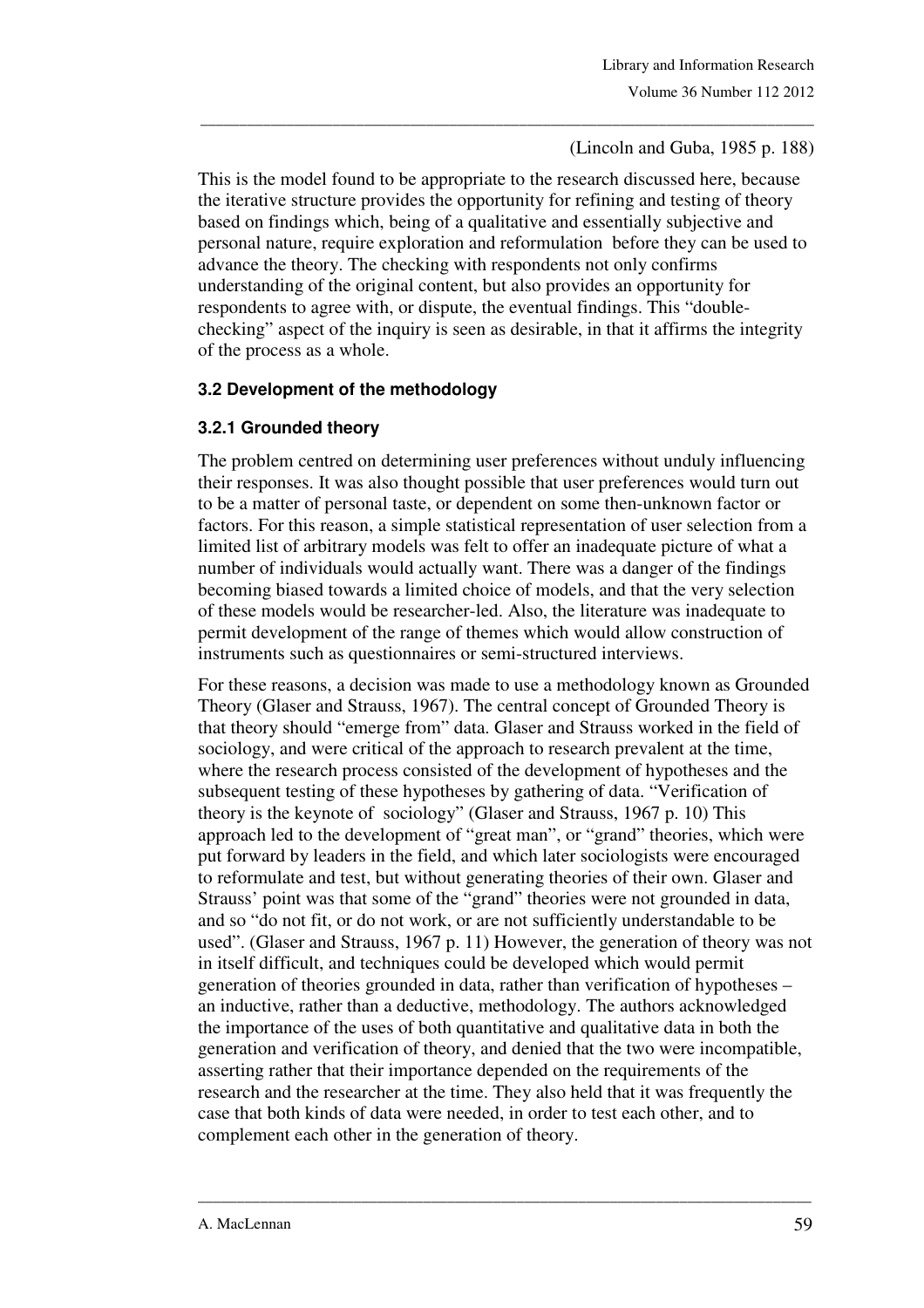(Lincoln and Guba, 1985 p. 188)

This is the model found to be appropriate to the research discussed here, because the iterative structure provides the opportunity for refining and testing of theory based on findings which, being of a qualitative and essentially subjective and personal nature, require exploration and reformulation before they can be used to advance the theory. The checking with respondents not only confirms understanding of the original content, but also provides an opportunity for respondents to agree with, or dispute, the eventual findings. This "double-checking" aspect of the inquiry is seen as desirable, in that it affirms the integrity of the process as a whole.

### 3.2 Development of the methodology

#### 3.2.1 Grounded theory

The problem centred on determining user preferences without unduly influencing their responses. It was also thought possible that user preferences would turn out to be a matter of personal taste, or dependent on some then-unknown factor or factors. For this reason, a simple statistical representation of user selection from a limited list of arbitrary models was felt to offer an inadequate picture of what a number of individuals would actually want. There was a danger of the findings becoming biased towards a limited choice of models, and that the very selection of these models would be researcher-led. Also, the literature was inadequate to permit development of the range of themes which would allow construction of instruments such as questionnaires or semi-structured interviews.

For these reasons, a decision was made to use a methodology known as Grounded Theory (Glaser and Strauss, 1967). The central concept of Grounded Theory is that theory should "emerge from" data. Glaser and Strauss worked in the field of sociology, and were critical of the approach to research prevalent at the time, where the research process consisted of the development of hypotheses and the subsequent testing of these hypotheses by gathering of data. "Verification of theory is the keynote of sociology" (Glaser and Strauss, 1967 p. 10) This approach led to the development of "great man", or "grand" theories, which were put forward by leaders in the field, and which later sociologists were encouraged to reformulate and test, but without generating theories of their own. Glaser and Strauss' point was that some of the "grand" theories were not grounded in data, and so "do not fit, or do not work, or are not sufficiently understandable to be used". (Glaser and Strauss, 1967 p. 11) However, the generation of theory was not in itself difficult, and techniques could be developed which would permit generation of theories grounded in data, rather than verification of hypotheses – an inductive, rather than a deductive, methodology. The authors acknowledged the importance of the uses of both quantitative and qualitative data in both the generation and verification of theory, and denied that the two were incompatible, asserting rather that their importance depended on the requirements of the research and the researcher at the time. They also held that it was frequently the case that both kinds of data were needed, in order to test each other, and to complement each other in the generation of theory.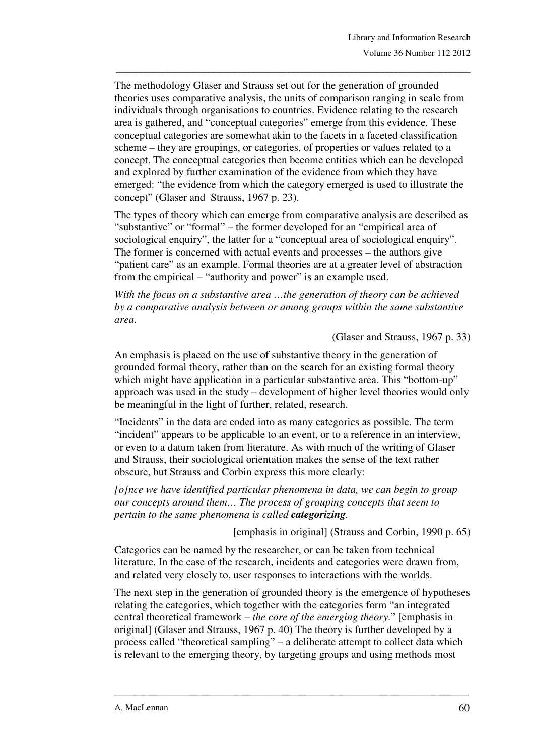The methodology Glaser and Strauss set out for the generation of grounded theories uses comparative analysis, the units of comparison ranging in scale from individuals through organisations to countries. Evidence relating to the research area is gathered, and "conceptual categories" emerge from this evidence. These conceptual categories are somewhat akin to the facets in a faceted classification scheme – they are groupings, or categories, of properties or values related to a concept. The conceptual categories then become entities which can be developed and explored by further examination of the evidence from which they have emerged: "the evidence from which the category emerged is used to illustrate the concept" (Glaser and Strauss, 1967 p. 23).

The types of theory which can emerge from comparative analysis are described as "substantive" or "formal" – the former developed for an "empirical area of sociological enquiry", the latter for a "conceptual area of sociological enquiry". The former is concerned with actual events and processes – the authors give "patient care" as an example. Formal theories are at a greater level of abstraction from the empirical – "authority and power" is an example used.

*With the focus on a substantive area …the generation of theory can be achieved by a comparative analysis between or among groups within the same substantive area.*

(Glaser and Strauss, 1967 p. 33)

An emphasis is placed on the use of substantive theory in the generation of grounded formal theory, rather than on the search for an existing formal theory which might have application in a particular substantive area. This "bottom-up" approach was used in the study – development of higher level theories would only be meaningful in the light of further, related, research.

"Incidents" in the data are coded into as many categories as possible. The term "incident" appears to be applicable to an event, or to a reference in an interview, or even to a datum taken from literature. As with much of the writing of Glaser and Strauss, their sociological orientation makes the sense of the text rather obscure, but Strauss and Corbin express this more clearly:

*[o]nce we have identified particular phenomena in data, we can begin to group our concepts around them… The process of grouping concepts that seem to pertain to the same phenomena is called **categorizing**.*

[emphasis in original] (Strauss and Corbin, 1990 p. 65)

Categories can be named by the researcher, or can be taken from technical literature. In the case of the research, incidents and categories were drawn from, and related very closely to, user responses to interactions with the worlds.

The next step in the generation of grounded theory is the emergence of hypotheses relating the categories, which together with the categories form "an integrated central theoretical framework – *the core of the emerging theory*." [emphasis in original] (Glaser and Strauss, 1967 p. 40) The theory is further developed by a process called "theoretical sampling" – a deliberate attempt to collect data which is relevant to the emerging theory, by targeting groups and using methods most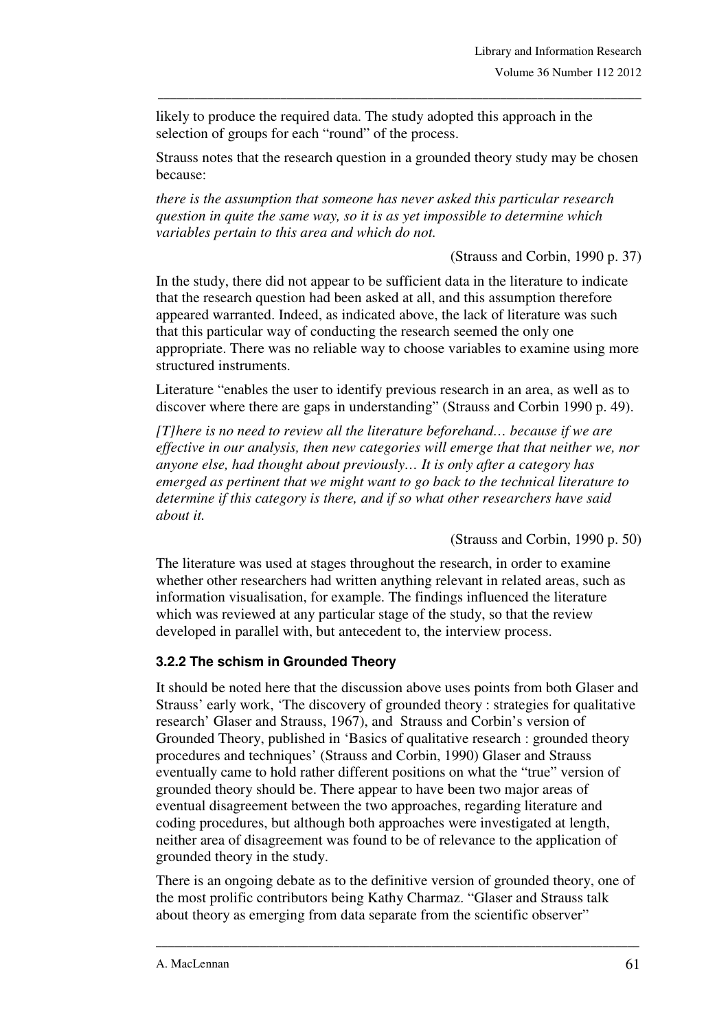likely to produce the required data. The study adopted this approach in the selection of groups for each "round" of the process.

Strauss notes that the research question in a grounded theory study may be chosen because:

*there is the assumption that someone has never asked this particular research question in quite the same way, so it is as yet impossible to determine which variables pertain to this area and which do not.*

(Strauss and Corbin, 1990 p. 37)

In the study, there did not appear to be sufficient data in the literature to indicate that the research question had been asked at all, and this assumption therefore appeared warranted. Indeed, as indicated above, the lack of literature was such that this particular way of conducting the research seemed the only one appropriate. There was no reliable way to choose variables to examine using more structured instruments.

Literature "enables the user to identify previous research in an area, as well as to discover where there are gaps in understanding" (Strauss and Corbin 1990 p. 49).

*[T]here is no need to review all the literature beforehand… because if we are effective in our analysis, then new categories will emerge that that neither we, nor anyone else, had thought about previously… It is only after a category has emerged as pertinent that we might want to go back to the technical literature to determine if this category is there, and if so what other researchers have said about it.*

(Strauss and Corbin, 1990 p. 50)

The literature was used at stages throughout the research, in order to examine whether other researchers had written anything relevant in related areas, such as information visualisation, for example. The findings influenced the literature which was reviewed at any particular stage of the study, so that the review developed in parallel with, but antecedent to, the interview process.

### 3.2.2 The schism in Grounded Theory

It should be noted here that the discussion above uses points from both Glaser and Strauss' early work, 'The discovery of grounded theory : strategies for qualitative research' Glaser and Strauss, 1967), and Strauss and Corbin's version of Grounded Theory, published in 'Basics of qualitative research : grounded theory procedures and techniques' (Strauss and Corbin, 1990) Glaser and Strauss eventually came to hold rather different positions on what the "true" version of grounded theory should be. There appear to have been two major areas of eventual disagreement between the two approaches, regarding literature and coding procedures, but although both approaches were investigated at length, neither area of disagreement was found to be of relevance to the application of grounded theory in the study.

There is an ongoing debate as to the definitive version of grounded theory, one of the most prolific contributors being Kathy Charmaz. "Glaser and Strauss talk about theory as emerging from data separate from the scientific observer"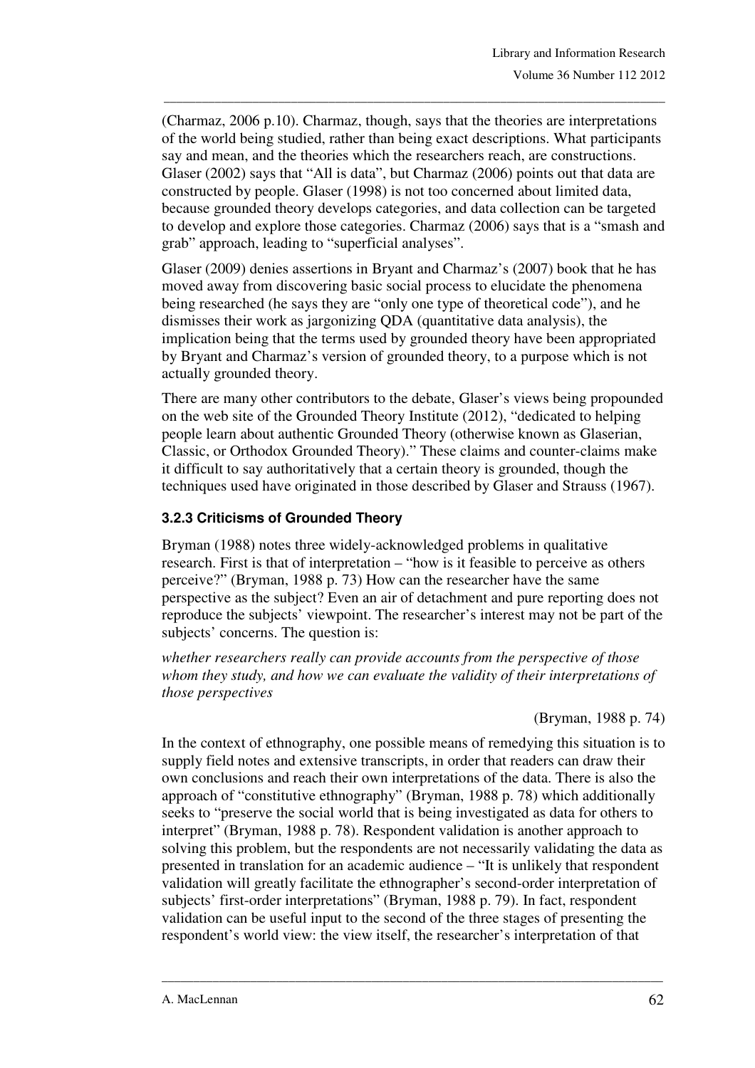(Charmaz, 2006 p.10). Charmaz, though, says that the theories are interpretations of the world being studied, rather than being exact descriptions. What participants say and mean, and the theories which the researchers reach, are constructions. Glaser (2002) says that "All is data", but Charmaz (2006) points out that data are constructed by people. Glaser (1998) is not too concerned about limited data, because grounded theory develops categories, and data collection can be targeted to develop and explore those categories. Charmaz (2006) says that is a "smash and grab" approach, leading to "superficial analyses".

Glaser (2009) denies assertions in Bryant and Charmaz's (2007) book that he has moved away from discovering basic social process to elucidate the phenomena being researched (he says they are "only one type of theoretical code"), and he dismisses their work as jargonizing QDA (quantitative data analysis), the implication being that the terms used by grounded theory have been appropriated by Bryant and Charmaz's version of grounded theory, to a purpose which is not actually grounded theory.

There are many other contributors to the debate, Glaser's views being propounded on the web site of the Grounded Theory Institute (2012), "dedicated to helping people learn about authentic Grounded Theory (otherwise known as Glaserian, Classic, or Orthodox Grounded Theory)." These claims and counter-claims make it difficult to say authoritatively that a certain theory is grounded, though the techniques used have originated in those described by Glaser and Strauss (1967).

### 3.2.3 Criticisms of Grounded Theory

Bryman (1988) notes three widely-acknowledged problems in qualitative research. First is that of interpretation – "how is it feasible to perceive as others perceive?" (Bryman, 1988 p. 73) How can the researcher have the same perspective as the subject? Even an air of detachment and pure reporting does not reproduce the subjects' viewpoint. The researcher's interest may not be part of the subjects' concerns. The question is:

*whether researchers really can provide accounts from the perspective of those whom they study, and how we can evaluate the validity of their interpretations of those perspectives*

(Bryman, 1988 p. 74)

In the context of ethnography, one possible means of remedying this situation is to supply field notes and extensive transcripts, in order that readers can draw their own conclusions and reach their own interpretations of the data. There is also the approach of "constitutive ethnography" (Bryman, 1988 p. 78) which additionally seeks to "preserve the social world that is being investigated as data for others to interpret" (Bryman, 1988 p. 78). Respondent validation is another approach to solving this problem, but the respondents are not necessarily validating the data as presented in translation for an academic audience – "It is unlikely that respondent validation will greatly facilitate the ethnographer's second-order interpretation of subjects' first-order interpretations" (Bryman, 1988 p. 79). In fact, respondent validation can be useful input to the second of the three stages of presenting the respondent's world view: the view itself, the researcher's interpretation of that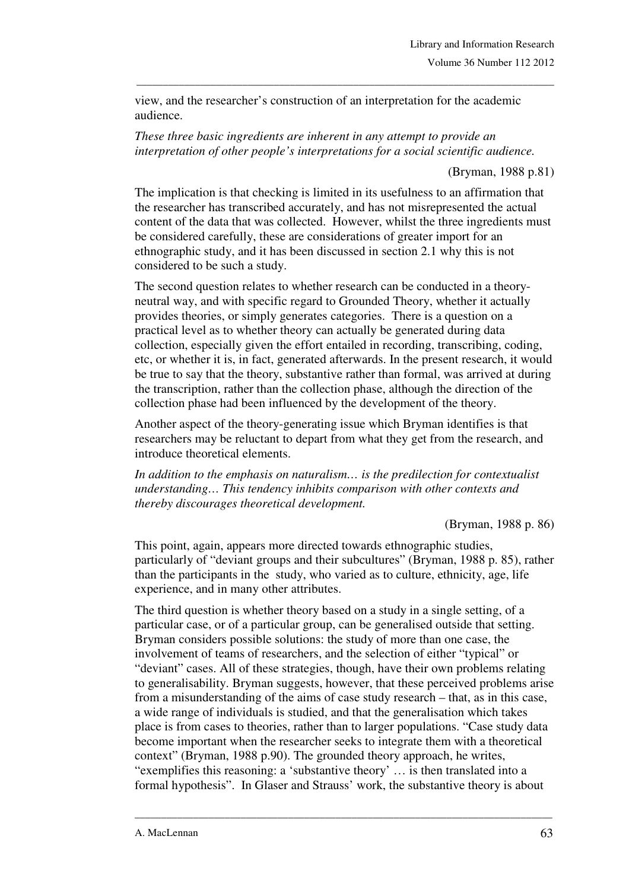view, and the researcher's construction of an interpretation for the academic audience.

*These three basic ingredients are inherent in any attempt to provide an interpretation of other people's interpretations for a social scientific audience.*

(Bryman, 1988 p.81)

The implication is that checking is limited in its usefulness to an affirmation that the researcher has transcribed accurately, and has not misrepresented the actual content of the data that was collected. However, whilst the three ingredients must be considered carefully, these are considerations of greater import for an ethnographic study, and it has been discussed in section 2.1 why this is not considered to be such a study.

The second question relates to whether research can be conducted in a theory-neutral way, and with specific regard to Grounded Theory, whether it actually provides theories, or simply generates categories. There is a question on a practical level as to whether theory can actually be generated during data collection, especially given the effort entailed in recording, transcribing, coding, etc, or whether it is, in fact, generated afterwards. In the present research, it would be true to say that the theory, substantive rather than formal, was arrived at during the transcription, rather than the collection phase, although the direction of the collection phase had been influenced by the development of the theory.

Another aspect of the theory-generating issue which Bryman identifies is that researchers may be reluctant to depart from what they get from the research, and introduce theoretical elements.

*In addition to the emphasis on naturalism… is the predilection for contextualist understanding… This tendency inhibits comparison with other contexts and thereby discourages theoretical development.*

(Bryman, 1988 p. 86)

This point, again, appears more directed towards ethnographic studies, particularly of "deviant groups and their subcultures" (Bryman, 1988 p. 85), rather than the participants in the study, who varied as to culture, ethnicity, age, life experience, and in many other attributes.

The third question is whether theory based on a study in a single setting, of a particular case, or of a particular group, can be generalised outside that setting. Bryman considers possible solutions: the study of more than one case, the involvement of teams of researchers, and the selection of either "typical" or "deviant" cases. All of these strategies, though, have their own problems relating to generalisability. Bryman suggests, however, that these perceived problems arise from a misunderstanding of the aims of case study research – that, as in this case, a wide range of individuals is studied, and that the generalisation which takes place is from cases to theories, rather than to larger populations. "Case study data become important when the researcher seeks to integrate them with a theoretical context" (Bryman, 1988 p.90). The grounded theory approach, he writes, "exemplifies this reasoning: a 'substantive theory' … is then translated into a formal hypothesis". In Glaser and Strauss' work, the substantive theory is about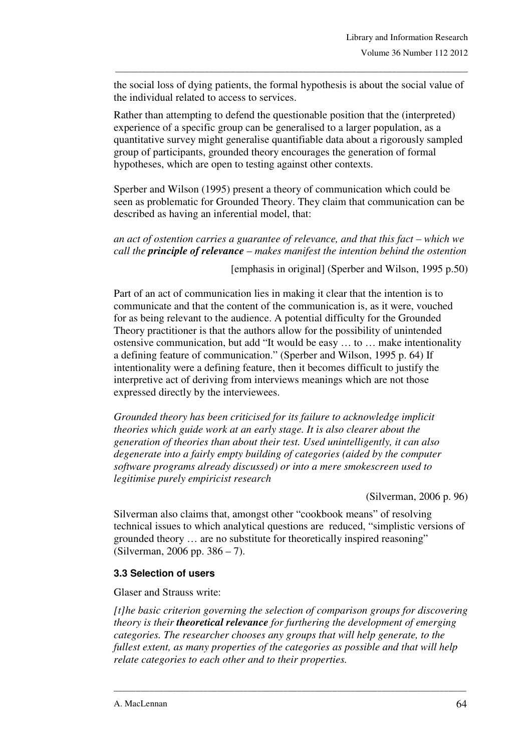the social loss of dying patients, the formal hypothesis is about the social value of the individual related to access to services.

Rather than attempting to defend the questionable position that the (interpreted) experience of a specific group can be generalised to a larger population, as a quantitative survey might generalise quantifiable data about a rigorously sampled group of participants, grounded theory encourages the generation of formal hypotheses, which are open to testing against other contexts.

Sperber and Wilson (1995) present a theory of communication which could be seen as problematic for Grounded Theory. They claim that communication can be described as having an inferential model, that:

*an act of ostention carries a guarantee of relevance, and that this fact – which we call the **principle of relevance** – makes manifest the intention behind the ostention*

[emphasis in original] (Sperber and Wilson, 1995 p.50)

Part of an act of communication lies in making it clear that the intention is to communicate and that the content of the communication is, as it were, vouched for as being relevant to the audience. A potential difficulty for the Grounded Theory practitioner is that the authors allow for the possibility of unintended ostensive communication, but add "It would be easy … to … make intentionality a defining feature of communication." (Sperber and Wilson, 1995 p. 64) If intentionality were a defining feature, then it becomes difficult to justify the interpretive act of deriving from interviews meanings which are not those expressed directly by the interviewees.

*Grounded theory has been criticised for its failure to acknowledge implicit theories which guide work at an early stage. It is also clearer about the generation of theories than about their test. Used unintelligently, it can also degenerate into a fairly empty building of categories (aided by the computer software programs already discussed) or into a mere smokescreen used to legitimise purely empiricist research*

(Silverman, 2006 p. 96)

Silverman also claims that, amongst other "cookbook means" of resolving technical issues to which analytical questions are reduced, "simplistic versions of grounded theory … are no substitute for theoretically inspired reasoning" (Silverman, 2006 pp. 386 – 7).

### 3.3 Selection of users

Glaser and Strauss write:

*[t]he basic criterion governing the selection of comparison groups for discovering theory is their **theoretical relevance** for furthering the development of emerging categories. The researcher chooses any groups that will help generate, to the fullest extent, as many properties of the categories as possible and that will help relate categories to each other and to their properties.*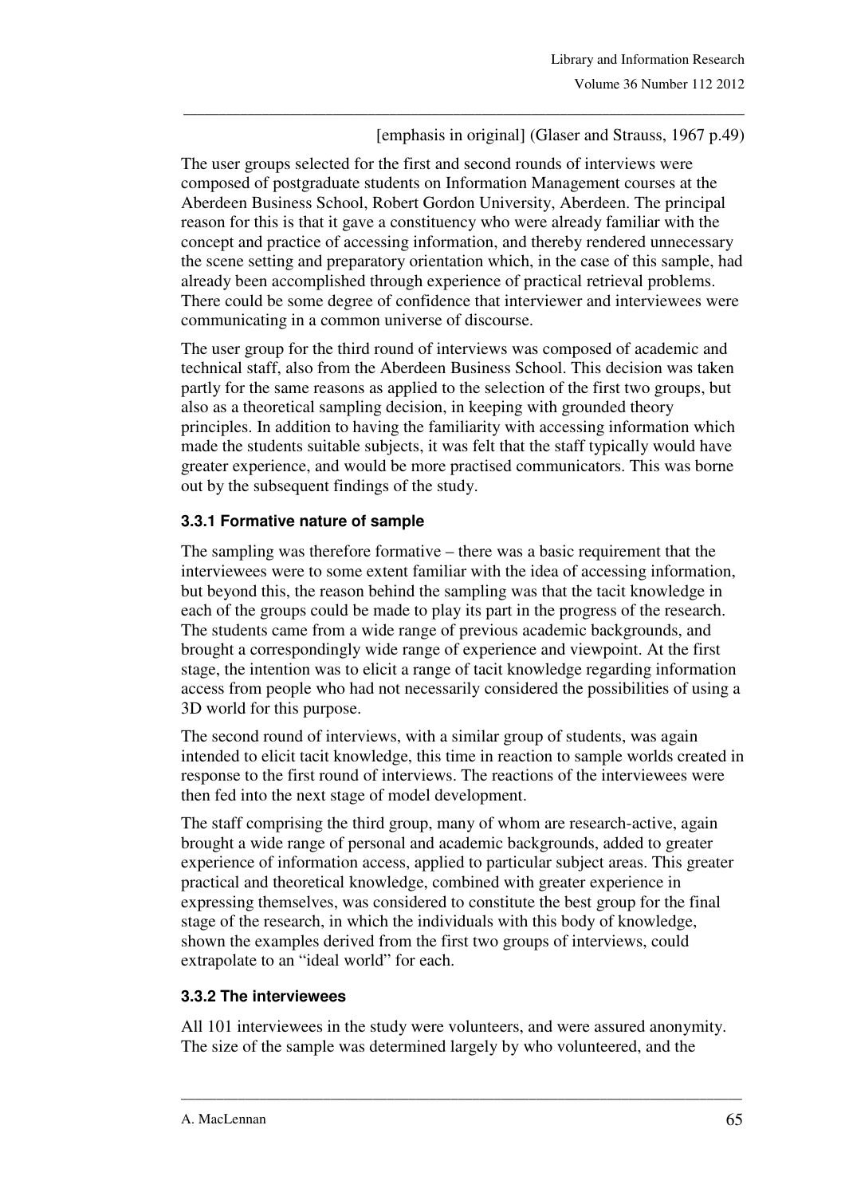[emphasis in original] (Glaser and Strauss, 1967 p.49)

The user groups selected for the first and second rounds of interviews were composed of postgraduate students on Information Management courses at the Aberdeen Business School, Robert Gordon University, Aberdeen. The principal reason for this is that it gave a constituency who were already familiar with the concept and practice of accessing information, and thereby rendered unnecessary the scene setting and preparatory orientation which, in the case of this sample, had already been accomplished through experience of practical retrieval problems. There could be some degree of confidence that interviewer and interviewees were communicating in a common universe of discourse.

The user group for the third round of interviews was composed of academic and technical staff, also from the Aberdeen Business School. This decision was taken partly for the same reasons as applied to the selection of the first two groups, but also as a theoretical sampling decision, in keeping with grounded theory principles. In addition to having the familiarity with accessing information which made the students suitable subjects, it was felt that the staff typically would have greater experience, and would be more practised communicators. This was borne out by the subsequent findings of the study.

### 3.3.1 Formative nature of sample

The sampling was therefore formative – there was a basic requirement that the interviewees were to some extent familiar with the idea of accessing information, but beyond this, the reason behind the sampling was that the tacit knowledge in each of the groups could be made to play its part in the progress of the research. The students came from a wide range of previous academic backgrounds, and brought a correspondingly wide range of experience and viewpoint. At the first stage, the intention was to elicit a range of tacit knowledge regarding information access from people who had not necessarily considered the possibilities of using a 3D world for this purpose.

The second round of interviews, with a similar group of students, was again intended to elicit tacit knowledge, this time in reaction to sample worlds created in response to the first round of interviews. The reactions of the interviewees were then fed into the next stage of model development.

The staff comprising the third group, many of whom are research-active, again brought a wide range of personal and academic backgrounds, added to greater experience of information access, applied to particular subject areas. This greater practical and theoretical knowledge, combined with greater experience in expressing themselves, was considered to constitute the best group for the final stage of the research, in which the individuals with this body of knowledge, shown the examples derived from the first two groups of interviews, could extrapolate to an "ideal world" for each.

### 3.3.2 The interviewees

All 101 interviewees in the study were volunteers, and were assured anonymity. The size of the sample was determined largely by who volunteered, and the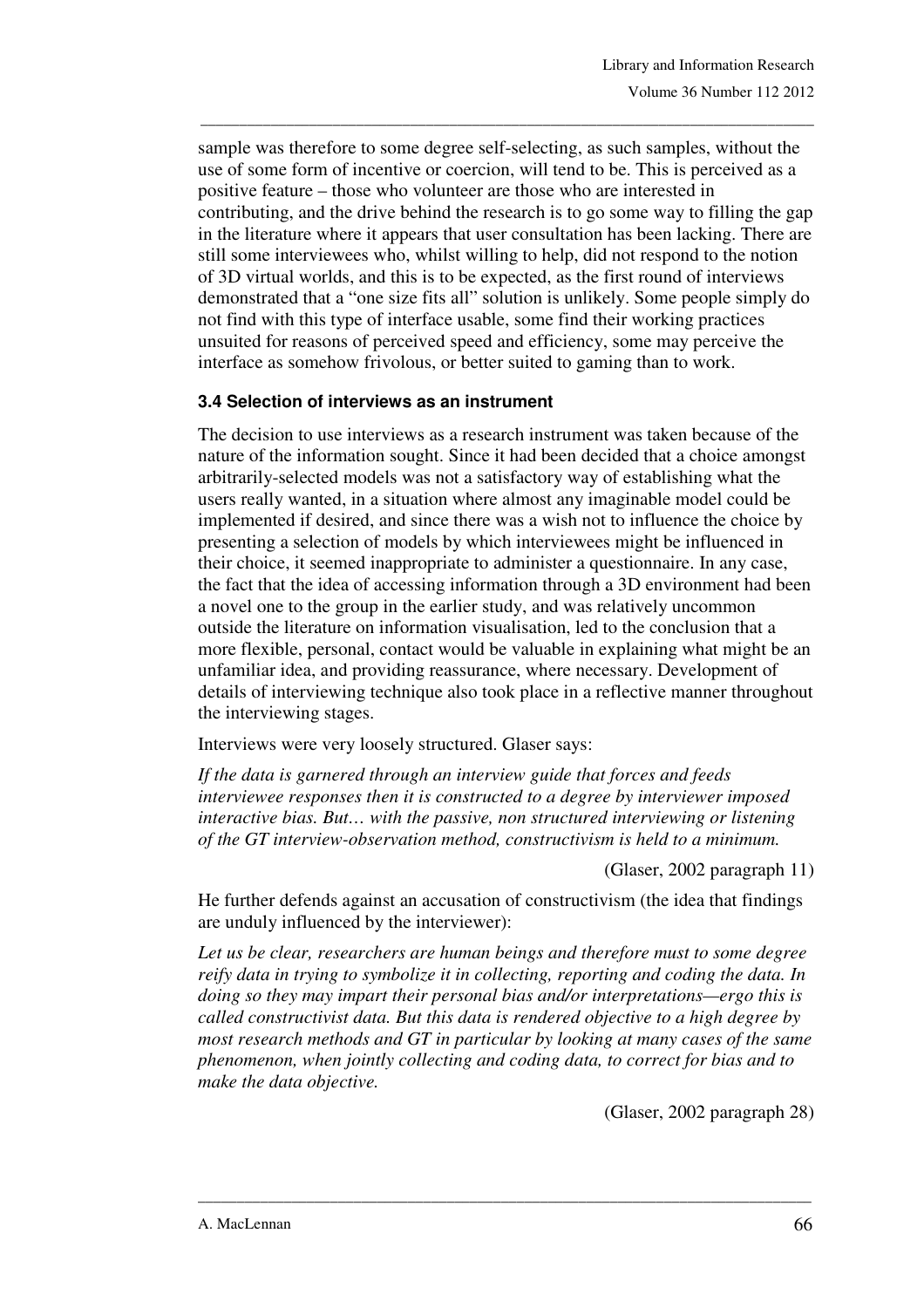sample was therefore to some degree self-selecting, as such samples, without the use of some form of incentive or coercion, will tend to be. This is perceived as a positive feature – those who volunteer are those who are interested in contributing, and the drive behind the research is to go some way to filling the gap in the literature where it appears that user consultation has been lacking. There are still some interviewees who, whilst willing to help, did not respond to the notion of 3D virtual worlds, and this is to be expected, as the first round of interviews demonstrated that a "one size fits all" solution is unlikely. Some people simply do not find with this type of interface usable, some find their working practices unsuited for reasons of perceived speed and efficiency, some may perceive the interface as somehow frivolous, or better suited to gaming than to work.

### 3.4 Selection of interviews as an instrument

The decision to use interviews as a research instrument was taken because of the nature of the information sought. Since it had been decided that a choice amongst arbitrarily-selected models was not a satisfactory way of establishing what the users really wanted, in a situation where almost any imaginable model could be implemented if desired, and since there was a wish not to influence the choice by presenting a selection of models by which interviewees might be influenced in their choice, it seemed inappropriate to administer a questionnaire. In any case, the fact that the idea of accessing information through a 3D environment had been a novel one to the group in the earlier study, and was relatively uncommon outside the literature on information visualisation, led to the conclusion that a more flexible, personal, contact would be valuable in explaining what might be an unfamiliar idea, and providing reassurance, where necessary. Development of details of interviewing technique also took place in a reflective manner throughout the interviewing stages.

Interviews were very loosely structured. Glaser says:

*If the data is garnered through an interview guide that forces and feeds interviewee responses then it is constructed to a degree by interviewer imposed interactive bias. But… with the passive, non structured interviewing or listening of the GT interview-observation method, constructivism is held to a minimum.*

(Glaser, 2002 paragraph 11)

He further defends against an accusation of constructivism (the idea that findings are unduly influenced by the interviewer):

*Let us be clear, researchers are human beings and therefore must to some degree reify data in trying to symbolize it in collecting, reporting and coding the data. In doing so they may impart their personal bias and/or interpretations—ergo this is called constructivist data. But this data is rendered objective to a high degree by most research methods and GT in particular by looking at many cases of the same phenomenon, when jointly collecting and coding data, to correct for bias and to make the data objective.*

(Glaser, 2002 paragraph 28)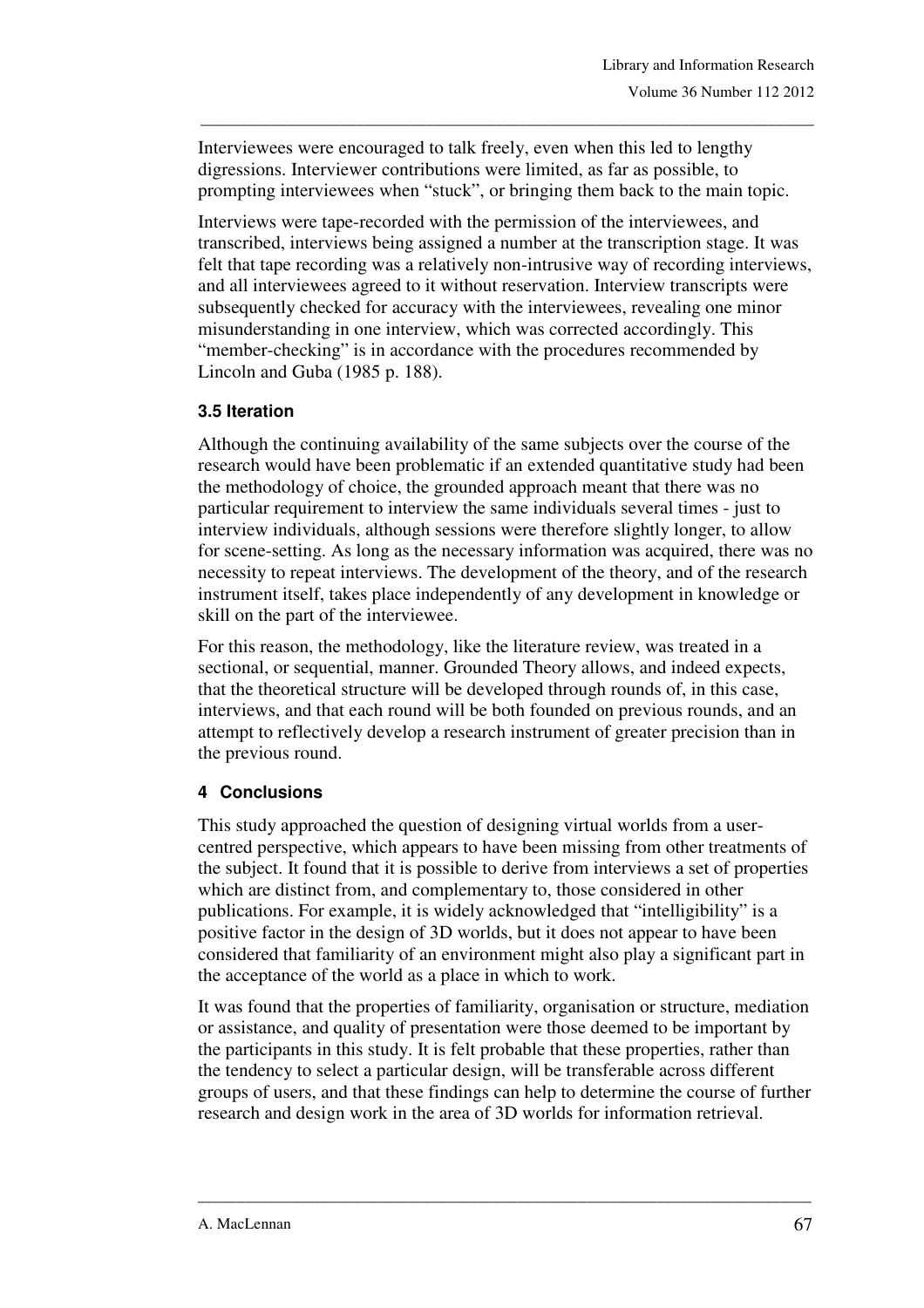Interviewees were encouraged to talk freely, even when this led to lengthy digressions. Interviewer contributions were limited, as far as possible, to prompting interviewees when "stuck", or bringing them back to the main topic.

Interviews were tape-recorded with the permission of the interviewees, and transcribed, interviews being assigned a number at the transcription stage. It was felt that tape recording was a relatively non-intrusive way of recording interviews, and all interviewees agreed to it without reservation. Interview transcripts were subsequently checked for accuracy with the interviewees, revealing one minor misunderstanding in one interview, which was corrected accordingly. This "member-checking" is in accordance with the procedures recommended by Lincoln and Guba (1985 p. 188).

### 3.5 Iteration

Although the continuing availability of the same subjects over the course of the research would have been problematic if an extended quantitative study had been the methodology of choice, the grounded approach meant that there was no particular requirement to interview the same individuals several times - just to interview individuals, although sessions were therefore slightly longer, to allow for scene-setting. As long as the necessary information was acquired, there was no necessity to repeat interviews. The development of the theory, and of the research instrument itself, takes place independently of any development in knowledge or skill on the part of the interviewee.

For this reason, the methodology, like the literature review, was treated in a sectional, or sequential, manner. Grounded Theory allows, and indeed expects, that the theoretical structure will be developed through rounds of, in this case, interviews, and that each round will be both founded on previous rounds, and an attempt to reflectively develop a research instrument of greater precision than in the previous round.

## 4 Conclusions

This study approached the question of designing virtual worlds from a user-centred perspective, which appears to have been missing from other treatments of the subject. It found that it is possible to derive from interviews a set of properties which are distinct from, and complementary to, those considered in other publications. For example, it is widely acknowledged that "intelligibility" is a positive factor in the design of 3D worlds, but it does not appear to have been considered that familiarity of an environment might also play a significant part in the acceptance of the world as a place in which to work.

It was found that the properties of familiarity, organisation or structure, mediation or assistance, and quality of presentation were those deemed to be important by the participants in this study. It is felt probable that these properties, rather than the tendency to select a particular design, will be transferable across different groups of users, and that these findings can help to determine the course of further research and design work in the area of 3D worlds for information retrieval.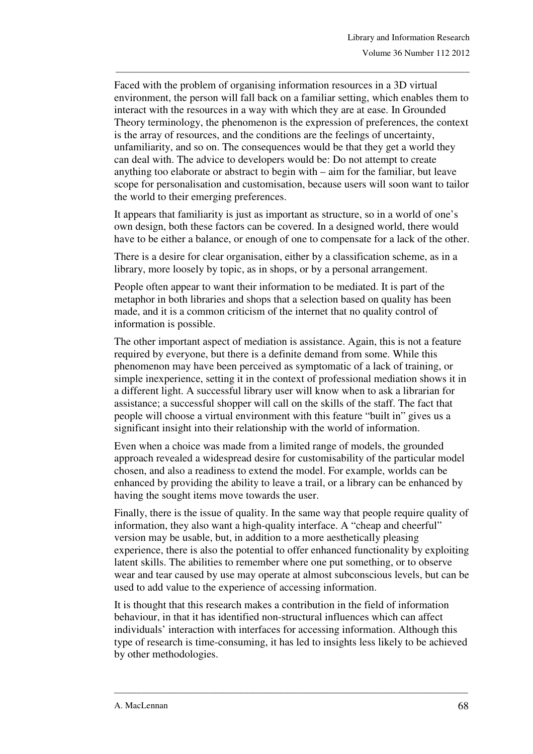Faced with the problem of organising information resources in a 3D virtual environment, the person will fall back on a familiar setting, which enables them to interact with the resources in a way with which they are at ease. In Grounded Theory terminology, the phenomenon is the expression of preferences, the context is the array of resources, and the conditions are the feelings of uncertainty, unfamiliarity, and so on. The consequences would be that they get a world they can deal with. The advice to developers would be: Do not attempt to create anything too elaborate or abstract to begin with – aim for the familiar, but leave scope for personalisation and customisation, because users will soon want to tailor the world to their emerging preferences.

It appears that familiarity is just as important as structure, so in a world of one's own design, both these factors can be covered. In a designed world, there would have to be either a balance, or enough of one to compensate for a lack of the other.

There is a desire for clear organisation, either by a classification scheme, as in a library, more loosely by topic, as in shops, or by a personal arrangement.

People often appear to want their information to be mediated. It is part of the metaphor in both libraries and shops that a selection based on quality has been made, and it is a common criticism of the internet that no quality control of information is possible.

The other important aspect of mediation is assistance. Again, this is not a feature required by everyone, but there is a definite demand from some. While this phenomenon may have been perceived as symptomatic of a lack of training, or simple inexperience, setting it in the context of professional mediation shows it in a different light. A successful library user will know when to ask a librarian for assistance; a successful shopper will call on the skills of the staff. The fact that people will choose a virtual environment with this feature "built in" gives us a significant insight into their relationship with the world of information.

Even when a choice was made from a limited range of models, the grounded approach revealed a widespread desire for customisability of the particular model chosen, and also a readiness to extend the model. For example, worlds can be enhanced by providing the ability to leave a trail, or a library can be enhanced by having the sought items move towards the user.

Finally, there is the issue of quality. In the same way that people require quality of information, they also want a high-quality interface. A "cheap and cheerful" version may be usable, but, in addition to a more aesthetically pleasing experience, there is also the potential to offer enhanced functionality by exploiting latent skills. The abilities to remember where one put something, or to observe wear and tear caused by use may operate at almost subconscious levels, but can be used to add value to the experience of accessing information.

It is thought that this research makes a contribution in the field of information behaviour, in that it has identified non-structural influences which can affect individuals' interaction with interfaces for accessing information. Although this type of research is time-consuming, it has led to insights less likely to be achieved by other methodologies.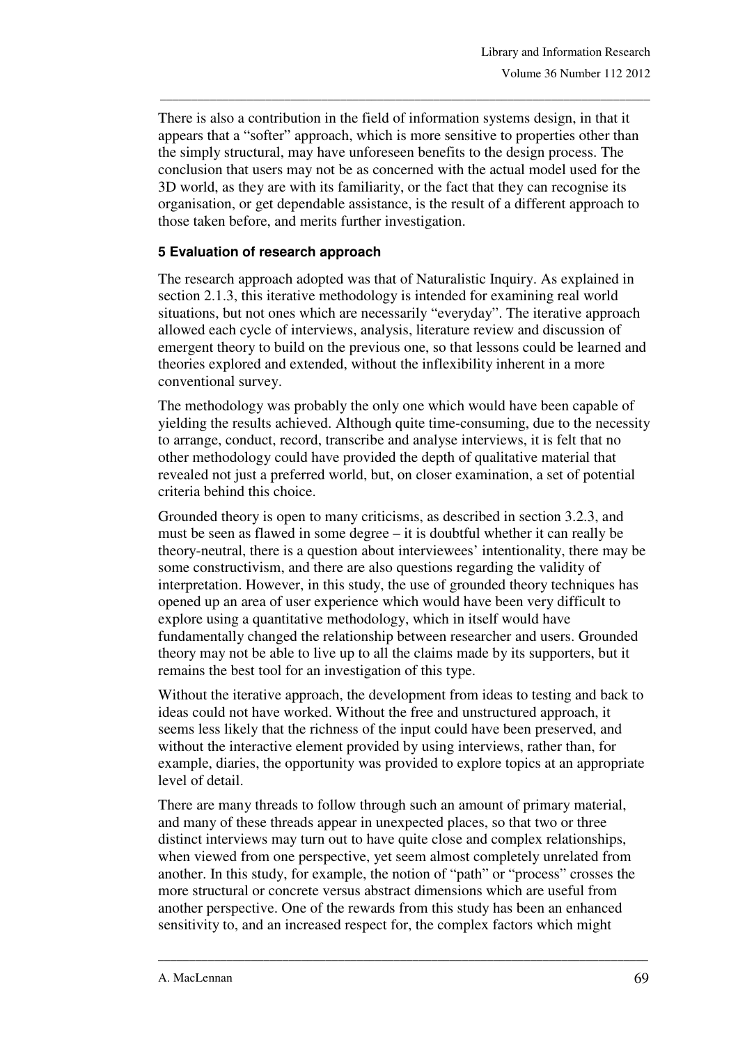There is also a contribution in the field of information systems design, in that it appears that a "softer" approach, which is more sensitive to properties other than the simply structural, may have unforeseen benefits to the design process. The conclusion that users may not be as concerned with the actual model used for the 3D world, as they are with its familiarity, or the fact that they can recognise its organisation, or get dependable assistance, is the result of a different approach to those taken before, and merits further investigation.

### 5 Evaluation of research approach

The research approach adopted was that of Naturalistic Inquiry. As explained in section 2.1.3, this iterative methodology is intended for examining real world situations, but not ones which are necessarily "everyday". The iterative approach allowed each cycle of interviews, analysis, literature review and discussion of emergent theory to build on the previous one, so that lessons could be learned and theories explored and extended, without the inflexibility inherent in a more conventional survey.

The methodology was probably the only one which would have been capable of yielding the results achieved. Although quite time-consuming, due to the necessity to arrange, conduct, record, transcribe and analyse interviews, it is felt that no other methodology could have provided the depth of qualitative material that revealed not just a preferred world, but, on closer examination, a set of potential criteria behind this choice.

Grounded theory is open to many criticisms, as described in section 3.2.3, and must be seen as flawed in some degree – it is doubtful whether it can really be theory-neutral, there is a question about interviewees' intentionality, there may be some constructivism, and there are also questions regarding the validity of interpretation. However, in this study, the use of grounded theory techniques has opened up an area of user experience which would have been very difficult to explore using a quantitative methodology, which in itself would have fundamentally changed the relationship between researcher and users. Grounded theory may not be able to live up to all the claims made by its supporters, but it remains the best tool for an investigation of this type.

Without the iterative approach, the development from ideas to testing and back to ideas could not have worked. Without the free and unstructured approach, it seems less likely that the richness of the input could have been preserved, and without the interactive element provided by using interviews, rather than, for example, diaries, the opportunity was provided to explore topics at an appropriate level of detail.

There are many threads to follow through such an amount of primary material, and many of these threads appear in unexpected places, so that two or three distinct interviews may turn out to have quite close and complex relationships, when viewed from one perspective, yet seem almost completely unrelated from another. In this study, for example, the notion of "path" or "process" crosses the more structural or concrete versus abstract dimensions which are useful from another perspective. One of the rewards from this study has been an enhanced sensitivity to, and an increased respect for, the complex factors which might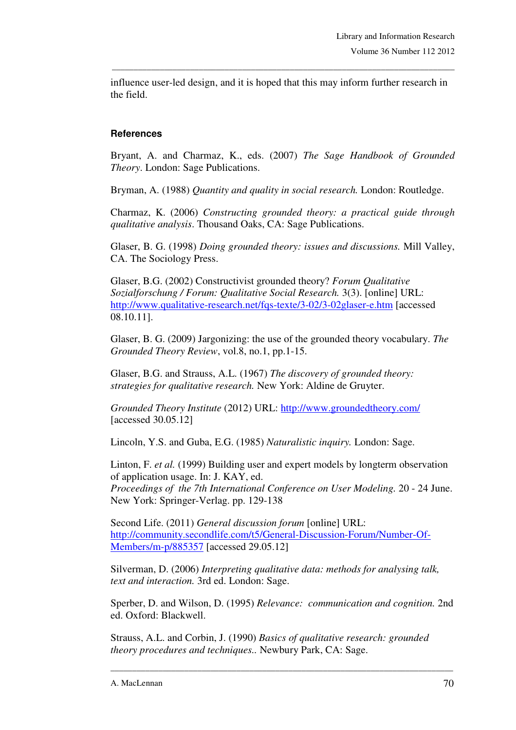influence user-led design, and it is hoped that this may inform further research in the field.

### References

Bryant, A. and Charmaz, K., eds. (2007) *The Sage Handbook of Grounded Theory*. London: Sage Publications.

Bryman, A. (1988) *Quantity and quality in social research.* London: Routledge.

Charmaz, K. (2006) *Constructing grounded theory: a practical guide through qualitative analysis*. Thousand Oaks, CA: Sage Publications.

Glaser, B. G. (1998) *Doing grounded theory: issues and discussions.* Mill Valley, CA. The Sociology Press.

Glaser, B.G. (2002) Constructivist grounded theory? *Forum Qualitative Sozialforschung / Forum: Qualitative Social Research.* 3(3). [online] URL: http://www.qualitative-research.net/fqs-texte/3-02/3-02glaser-e.htm [accessed 08.10.11].

Glaser, B. G. (2009) Jargonizing: the use of the grounded theory vocabulary. *The Grounded Theory Review*, vol.8, no.1, pp.1-15.

Glaser, B.G. and Strauss, A.L. (1967) *The discovery of grounded theory: strategies for qualitative research.* New York: Aldine de Gruyter.

*Grounded Theory Institute* (2012) URL: http://www.groundedtheory.com/ [accessed 30.05.12]

Lincoln, Y.S. and Guba, E.G. (1985) *Naturalistic inquiry.* London: Sage.

Linton, F. *et al.* (1999) Building user and expert models by longterm observation of application usage. In: J. KAY, ed.
*Proceedings of the 7th International Conference on User Modeling.* 20 - 24 June. New York: Springer-Verlag. pp. 129-138

Second Life. (2011) *General discussion forum* [online] URL: http://community.secondlife.com/t5/General-Discussion-Forum/Number-Of-Members/m-p/885357 [accessed 29.05.12]

Silverman, D. (2006) *Interpreting qualitative data: methods for analysing talk, text and interaction.* 3rd ed. London: Sage.

Sperber, D. and Wilson, D. (1995) *Relevance: communication and cognition.* 2nd ed. Oxford: Blackwell.

Strauss, A.L. and Corbin, J. (1990) *Basics of qualitative research: grounded theory procedures and techniques..* Newbury Park, CA: Sage.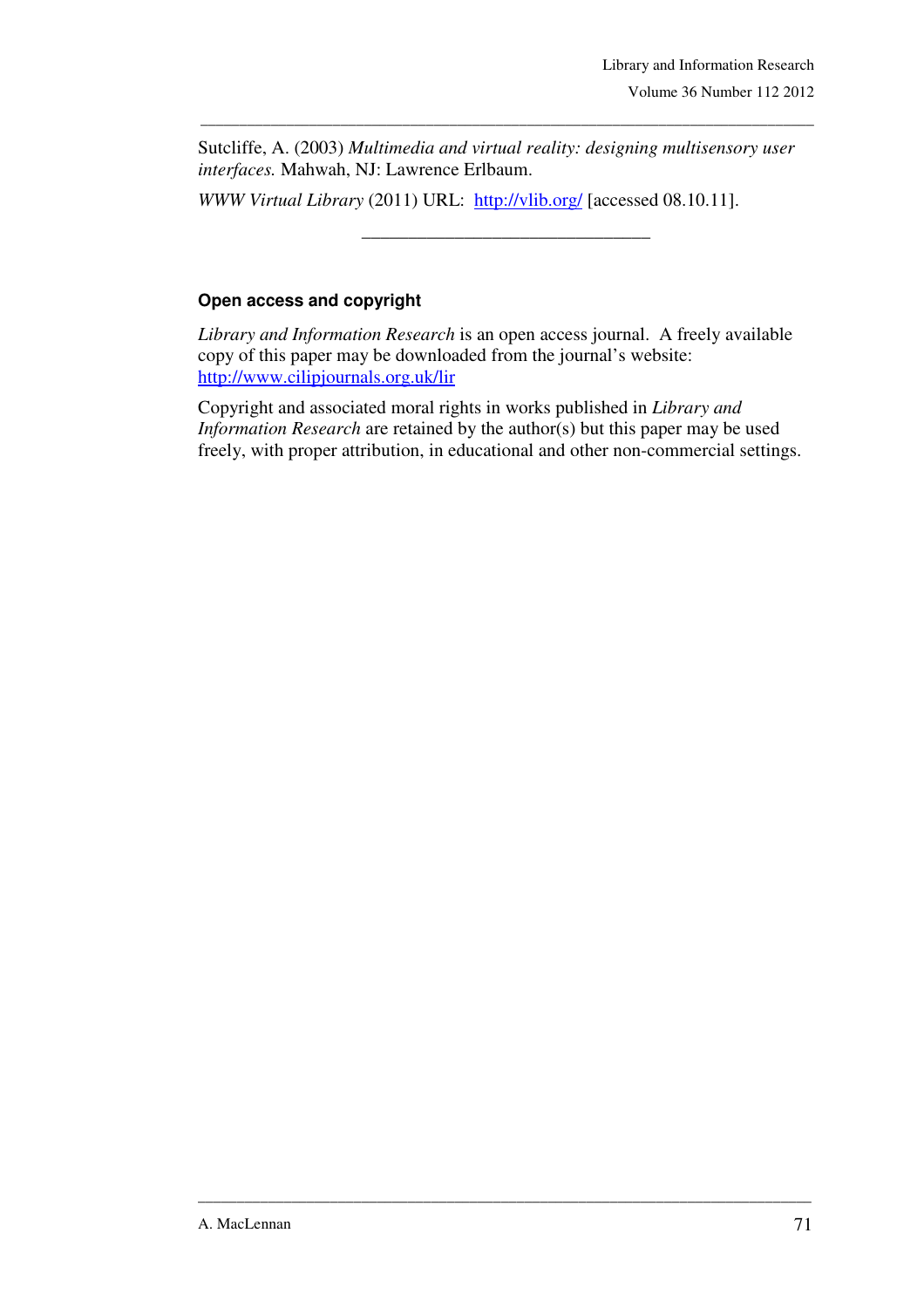Sutcliffe, A. (2003) *Multimedia and virtual reality: designing multisensory user interfaces.* Mahwah, NJ: Lawrence Erlbaum.

*WWW Virtual Library* (2011) URL: http://vlib.org/ [accessed 08.10.11].

---

#### Open access and copyright

*Library and Information Research* is an open access journal. A freely available copy of this paper may be downloaded from the journal's website: http://www.cilipjournals.org.uk/lir

Copyright and associated moral rights in works published in *Library and Information Research* are retained by the author(s) but this paper may be used freely, with proper attribution, in educational and other non-commercial settings.